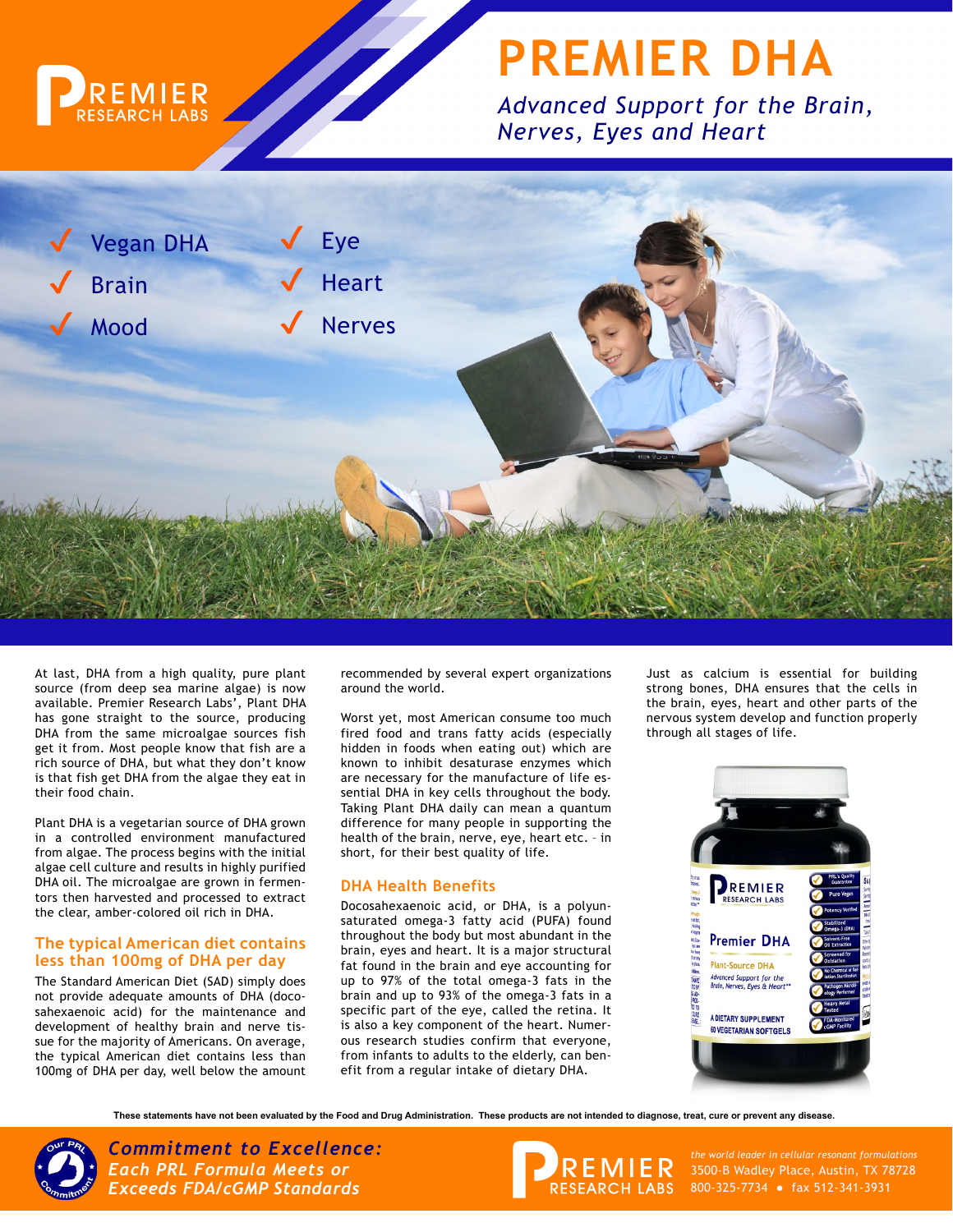PREMIER RESEARCH LABS

# PREMIER DHA

*Advanced Support for the Brain, Nerves, Eyes and Heart*

- ✓ Vegan DHA
- ✓ Brain
- ✓ Mood
- ✓ Eye
- ✓ Heart
- ✓ Nerves

At last, DHA from a high quality, pure plant source (from deep sea marine algae) is now available. Premier Research Labs', Plant DHA has gone straight to the source, producing DHA from the same microalgae sources fish get it from. Most people know that fish are a rich source of DHA, but what they don't know is that fish get DHA from the algae they eat in their food chain.

Plant DHA is a vegetarian source of DHA grown in a controlled environment manufactured from algae. The process begins with the initial algae cell culture and results in highly purified DHA oil. The microalgae are grown in fermentors then harvested and processed to extract the clear, amber-colored oil rich in DHA.

## The typical American diet contains less than 100mg of DHA per day

The Standard American Diet (SAD) simply does not provide adequate amounts of DHA (docosahexaenoic acid) for the maintenance and development of healthy brain and nerve tissue for the majority of Americans. On average, the typical American diet contains less than 100mg of DHA per day, well below the amount recommended by several expert organizations around the world.

Worst yet, most American consume too much fired food and trans fatty acids (especially hidden in foods when eating out) which are known to inhibit desaturase enzymes which are necessary for the manufacture of life essential DHA in key cells throughout the body. Taking Plant DHA daily can mean a quantum difference for many people in supporting the health of the brain, nerve, eye, heart etc. – in short, for their best quality of life.

## DHA Health Benefits

Docosahexaenoic acid, or DHA, is a polyunsaturated omega-3 fatty acid (PUFA) found throughout the body but most abundant in the brain, eyes and heart. It is a major structural fat found in the brain and eye accounting for up to 97% of the total omega-3 fats in the brain and up to 93% of the omega-3 fats in a specific part of the eye, called the retina. It is also a key component of the heart. Numerous research studies confirm that everyone, from infants to adults to the elderly, can benefit from a regular intake of dietary DHA.

Just as calcium is essential for building strong bones, DHA ensures that the cells in the brain, eyes, heart and other parts of the nervous system develop and function properly through all stages of life.

**These statements have not been evaluated by the Food and Drug Administration. These products are not intended to diagnose, treat, cure or prevent any disease.**

***Commitment to Excellence: Each PRL Formula Meets or Exceeds FDA/cGMP Standards***

PREMIER RESEARCH LABS

*the world leader in cellular resonant formulations*
3500-B Wadley Place, Austin, TX 78728
800-325-7734 • fax 512-341-3931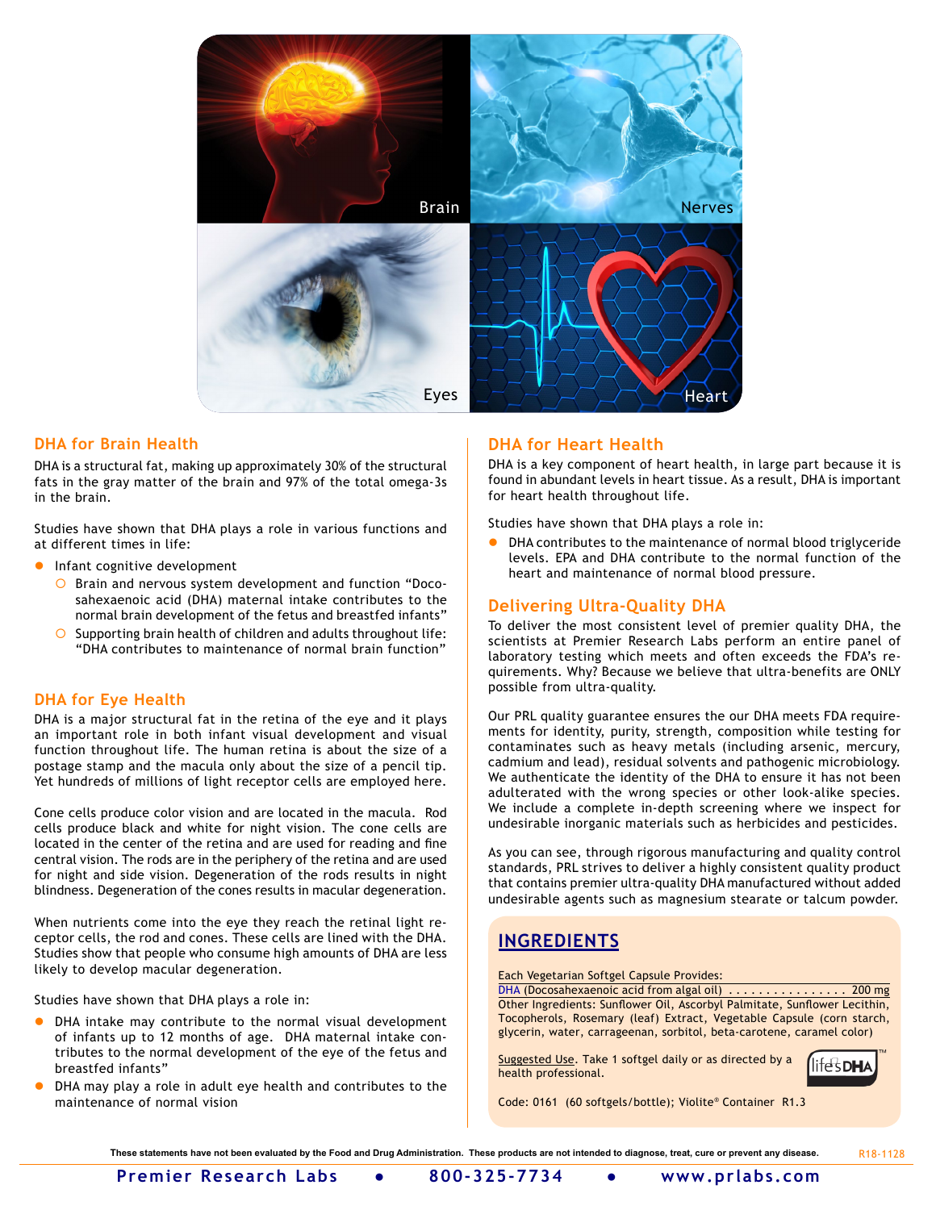Brain

Nerves

Eyes

Heart

## DHA for Brain Health

DHA is a structural fat, making up approximately 30% of the structural fats in the gray matter of the brain and 97% of the total omega-3s in the brain.

Studies have shown that DHA plays a role in various functions and at different times in life:

- Infant cognitive development
  - Brain and nervous system development and function "Docosahexaenoic acid (DHA) maternal intake contributes to the normal brain development of the fetus and breastfed infants"
  - Supporting brain health of children and adults throughout life: "DHA contributes to maintenance of normal brain function"

## DHA for Eye Health

DHA is a major structural fat in the retina of the eye and it plays an important role in both infant visual development and visual function throughout life. The human retina is about the size of a postage stamp and the macula only about the size of a pencil tip. Yet hundreds of millions of light receptor cells are employed here.

Cone cells produce color vision and are located in the macula. Rod cells produce black and white for night vision. The cone cells are located in the center of the retina and are used for reading and fine central vision. The rods are in the periphery of the retina and are used for night and side vision. Degeneration of the rods results in night blindness. Degeneration of the cones results in macular degeneration.

When nutrients come into the eye they reach the retinal light receptor cells, the rod and cones. These cells are lined with the DHA. Studies show that people who consume high amounts of DHA are less likely to develop macular degeneration.

Studies have shown that DHA plays a role in:

- DHA intake may contribute to the normal visual development of infants up to 12 months of age. DHA maternal intake contributes to the normal development of the eye of the fetus and breastfed infants"
- DHA may play a role in adult eye health and contributes to the maintenance of normal vision

## DHA for Heart Health

DHA is a key component of heart health, in large part because it is found in abundant levels in heart tissue. As a result, DHA is important for heart health throughout life.

Studies have shown that DHA plays a role in:

- DHA contributes to the maintenance of normal blood triglyceride levels. EPA and DHA contribute to the normal function of the heart and maintenance of normal blood pressure.

## Delivering Ultra-Quality DHA

To deliver the most consistent level of premier quality DHA, the scientists at Premier Research Labs perform an entire panel of laboratory testing which meets and often exceeds the FDA's requirements. Why? Because we believe that ultra-benefits are ONLY possible from ultra-quality.

Our PRL quality guarantee ensures the our DHA meets FDA requirements for identity, purity, strength, composition while testing for contaminates such as heavy metals (including arsenic, mercury, cadmium and lead), residual solvents and pathogenic microbiology. We authenticate the identity of the DHA to ensure it has not been adulterated with the wrong species or other look-alike species. We include a complete in-depth screening where we inspect for undesirable inorganic materials such as herbicides and pesticides.

As you can see, through rigorous manufacturing and quality control standards, PRL strives to deliver a highly consistent quality product that contains premier ultra-quality DHA manufactured without added undesirable agents such as magnesium stearate or talcum powder.

## INGREDIENTS

Each Vegetarian Softgel Capsule Provides:

DHA (Docosahexaenoic acid from algal oil) . . . . . . . . . . . . . . . . 200 mg

Other Ingredients: Sunflower Oil, Ascorbyl Palmitate, Sunflower Lecithin, Tocopherols, Rosemary (leaf) Extract, Vegetable Capsule (corn starch, glycerin, water, carrageenan, sorbitol, beta-carotene, caramel color)

Suggested Use. Take 1 softgel daily or as directed by a health professional.

life'sDHA™

Code: 0161 (60 softgels/bottle); Violite® Container R1.3

**These statements have not been evaluated by the Food and Drug Administration. These products are not intended to diagnose, treat, cure or prevent any disease.** R18-1128

Premier Research Labs • 800-325-7734 • www.prlabs.com